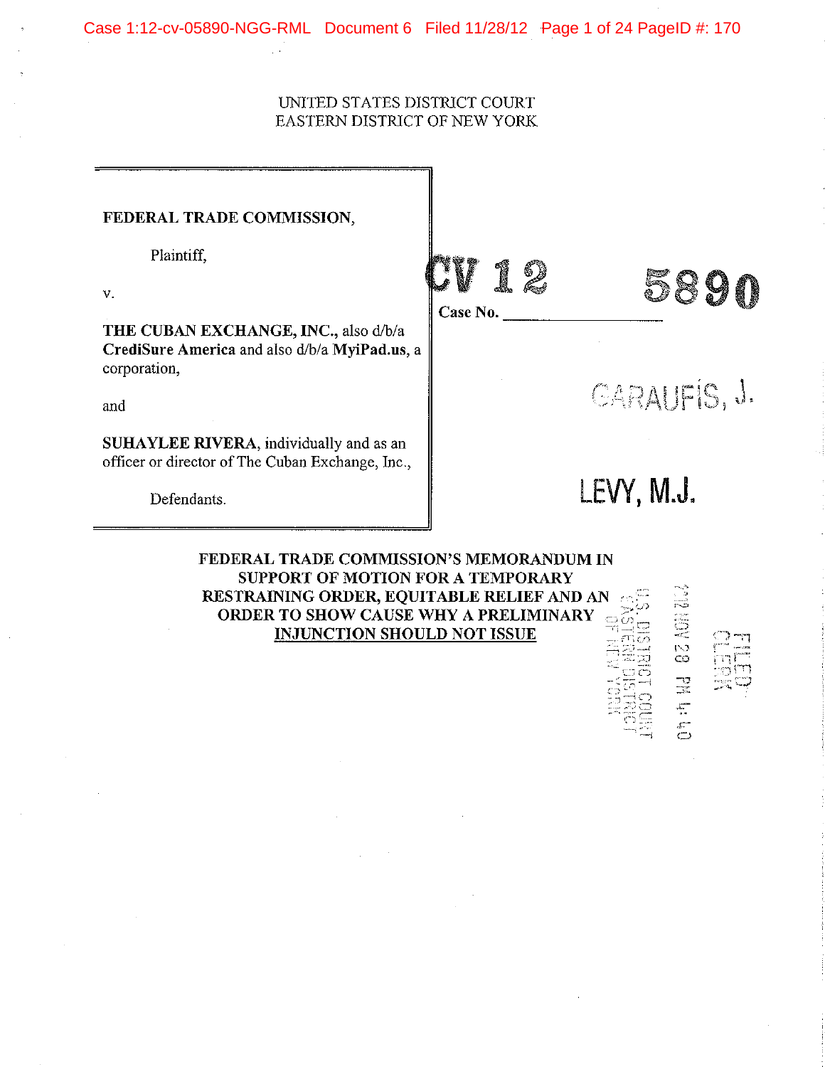UNITED STATES DISTRICT COURT
EASTERN DISTRICT OF NEW YORK

| | |
|---|---|
| **FEDERAL TRADE COMMISSION**,<br><br>Plaintiff,<br><br>v.<br><br>**THE CUBAN EXCHANGE, INC.**, also d/b/a **CrediSure America** and also d/b/a **MyiPad.us**, a corporation,<br><br>and<br><br>**SUHAYLEE RIVERA**, individually and as an officer or director of The Cuban Exchange, Inc.,<br><br>Defendants. | **CV 12 5890**<br><br>**Case No.** ______________<br><br>CARAUFIS, J.<br><br>LEVY, M.J. |

FILED
CLERK
2012 NOV 28 PM 4:40
U.S. DISTRICT COURT
EASTERN DISTRICT
OF NEW YORK

**FEDERAL TRADE COMMISSION'S MEMORANDUM IN SUPPORT OF MOTION FOR A TEMPORARY RESTRAINING ORDER, EQUITABLE RELIEF AND AN ORDER TO SHOW CAUSE WHY A PRELIMINARY INJUNCTION SHOULD NOT ISSUE**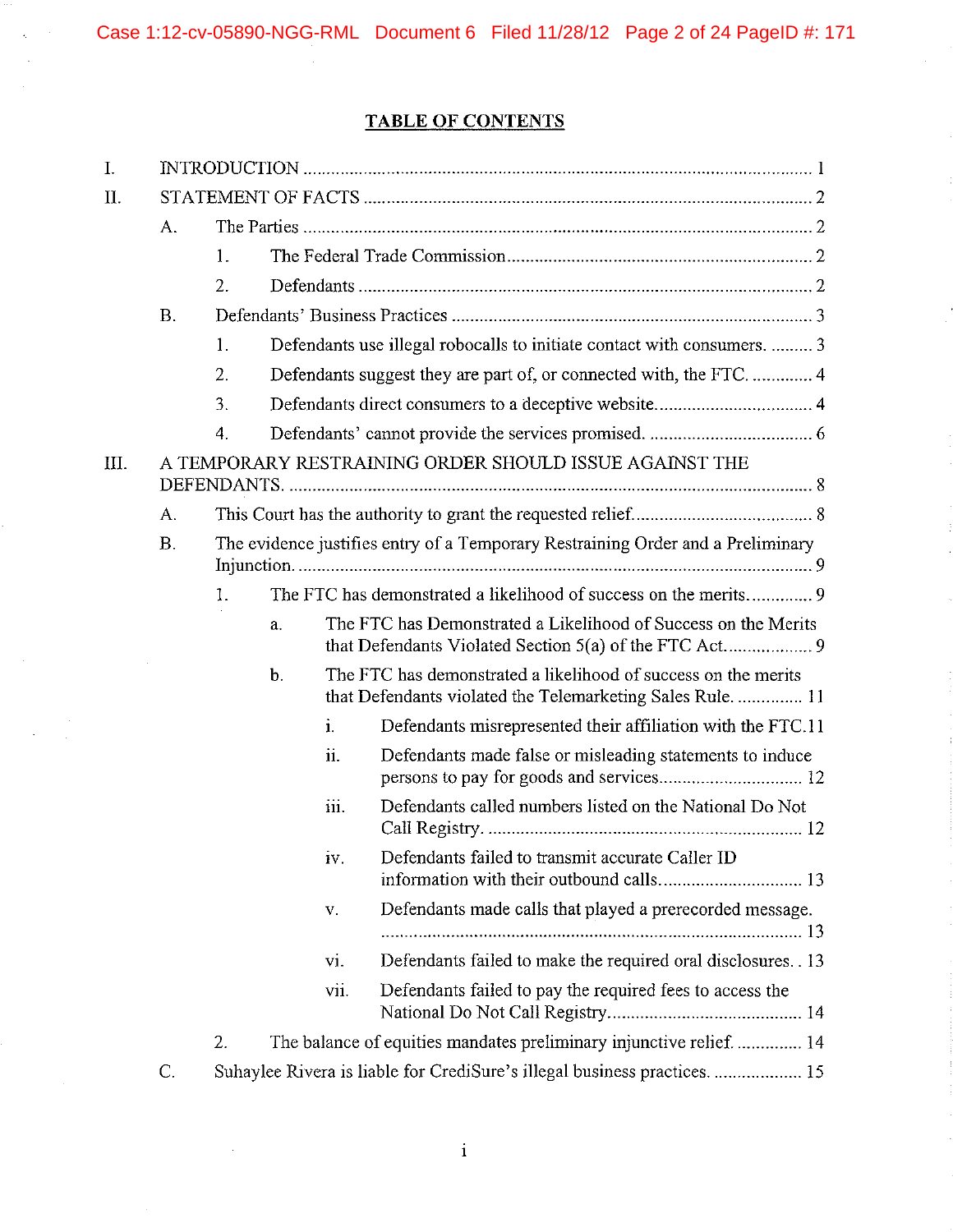## TABLE OF CONTENTS

I. INTRODUCTION ..... 1

II. STATEMENT OF FACTS ..... 2

- A. The Parties ..... 2
  - 1. The Federal Trade Commission ..... 2
  - 2. Defendants ..... 2
- B. Defendants' Business Practices ..... 3
  - 1. Defendants use illegal robocalls to initiate contact with consumers. ..... 3
  - 2. Defendants suggest they are part of, or connected with, the FTC. ..... 4
  - 3. Defendants direct consumers to a deceptive website. ..... 4
  - 4. Defendants' cannot provide the services promised. ..... 6

III. A TEMPORARY RESTRAINING ORDER SHOULD ISSUE AGAINST THE DEFENDANTS. ..... 8

- A. This Court has the authority to grant the requested relief. ..... 8
- B. The evidence justifies entry of a Temporary Restraining Order and a Preliminary Injunction. ..... 9
  - 1. The FTC has demonstrated a likelihood of success on the merits. ..... 9
    - a. The FTC has Demonstrated a Likelihood of Success on the Merits that Defendants Violated Section 5(a) of the FTC Act. ..... 9
    - b. The FTC has demonstrated a likelihood of success on the merits that Defendants violated the Telemarketing Sales Rule. ..... 11
      - i. Defendants misrepresented their affiliation with the FTC. ..... 11
      - ii. Defendants made false or misleading statements to induce persons to pay for goods and services. ..... 12
      - iii. Defendants called numbers listed on the National Do Not Call Registry. ..... 12
      - iv. Defendants failed to transmit accurate Caller ID information with their outbound calls. ..... 13
      - v. Defendants made calls that played a prerecorded message. ..... 13
      - vi. Defendants failed to make the required oral disclosures. ..... 13
      - vii. Defendants failed to pay the required fees to access the National Do Not Call Registry. ..... 14
  - 2. The balance of equities mandates preliminary injunctive relief. ..... 14
- C. Suhaylee Rivera is liable for CrediSure's illegal business practices. ..... 15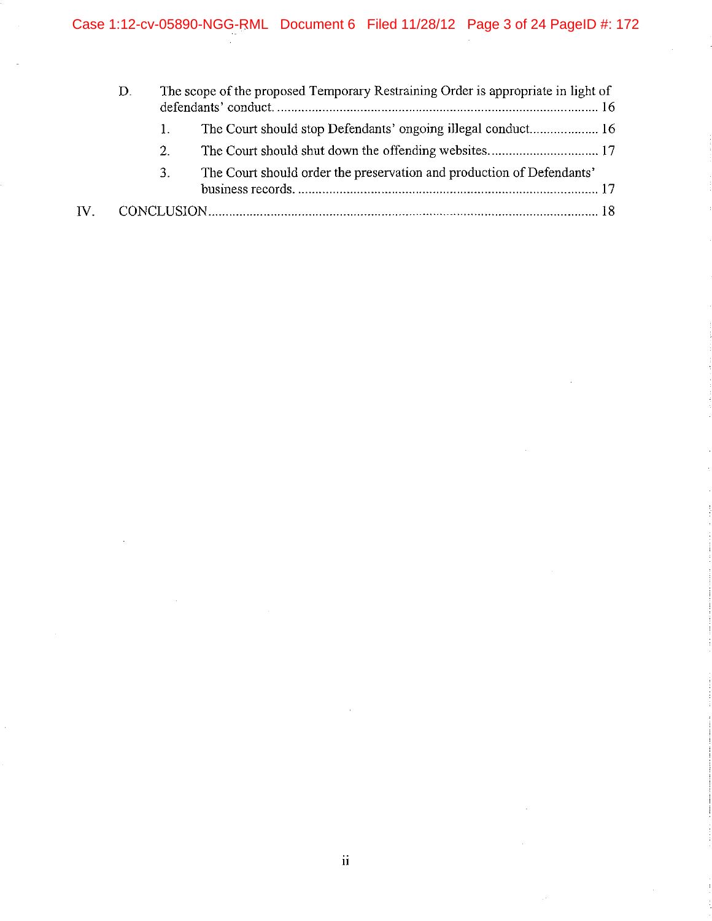D. The scope of the proposed Temporary Restraining Order is appropriate in light of defendants' conduct. ............................................................................................ 16

1. The Court should stop Defendants' ongoing illegal conduct.................... 16

2. The Court should shut down the offending websites................................ 17

3. The Court should order the preservation and production of Defendants' business records. ...................................................................................... 17

IV. CONCLUSION................................................................................................................ 18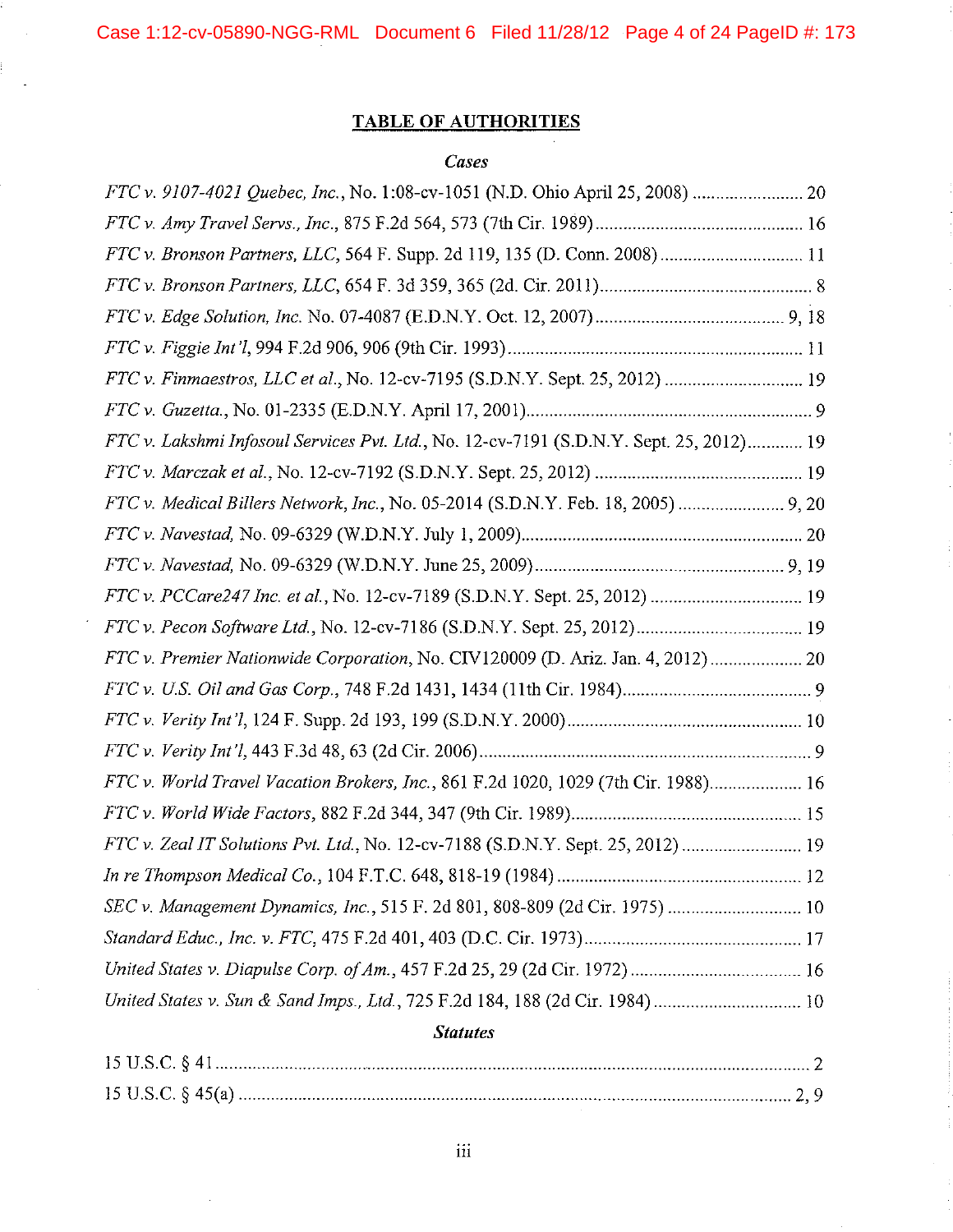## TABLE OF AUTHORITIES

### *Cases*

*FTC v. 9107-4021 Quebec, Inc.*, No. 1:08-cv-1051 (N.D. Ohio April 25, 2008) ........................ 20

*FTC v. Amy Travel Servs., Inc.*, 875 F.2d 564, 573 (7th Cir. 1989) ............................................ 16

*FTC v. Bronson Partners, LLC*, 564 F. Supp. 2d 119, 135 (D. Conn. 2008) .............................. 11

*FTC v. Bronson Partners, LLC*, 654 F. 3d 359, 365 (2d. Cir. 2011) .............................................. 8

*FTC v. Edge Solution, Inc.* No. 07-4087 (E.D.N.Y. Oct. 12, 2007) ........................................ 9, 18

*FTC v. Figgie Int'l*, 994 F.2d 906, 906 (9th Cir. 1993) ............................................................... 11

*FTC v. Finmaestros, LLC et al.*, No. 12-cv-7195 (S.D.N.Y. Sept. 25, 2012) ............................. 19

*FTC v. Guzetta.*, No. 01-2335 (E.D.N.Y. April 17, 2001) ............................................................. 9

*FTC v. Lakshmi Infosoul Services Pvt. Ltd.*, No. 12-cv-7191 (S.D.N.Y. Sept. 25, 2012) ............ 19

*FTC v. Marczak et al.*, No. 12-cv-7192 (S.D.N.Y. Sept. 25, 2012) ............................................ 19

*FTC v. Medical Billers Network, Inc.*, No. 05-2014 (S.D.N.Y. Feb. 18, 2005) ...................... 9, 20

*FTC v. Navestad*, No. 09-6329 (W.D.N.Y. July 1, 2009) ............................................................ 20

*FTC v. Navestad*, No. 09-6329 (W.D.N.Y. June 25, 2009) ...................................................... 9, 19

*FTC v. PCCare247 Inc. et al.*, No. 12-cv-7189 (S.D.N.Y. Sept. 25, 2012) ................................. 19

*FTC v. Pecon Software Ltd.*, No. 12-cv-7186 (S.D.N.Y. Sept. 25, 2012) .................................... 19

*FTC v. Premier Nationwide Corporation*, No. CIV120009 (D. Ariz. Jan. 4, 2012) .................... 20

*FTC v. U.S. Oil and Gas Corp.*, 748 F.2d 1431, 1434 (11th Cir. 1984) ......................................... 9

*FTC v. Verity Int'l*, 124 F. Supp. 2d 193, 199 (S.D.N.Y. 2000) .................................................. 10

*FTC v. Verity Int'l*, 443 F.3d 48, 63 (2d Cir. 2006) ....................................................................... 9

*FTC v. World Travel Vacation Brokers, Inc.*, 861 F.2d 1020, 1029 (7th Cir. 1988) .................... 16

*FTC v. World Wide Factors*, 882 F.2d 344, 347 (9th Cir. 1989) ................................................. 15

*FTC v. Zeal IT Solutions Pvt. Ltd.*, No. 12-cv-7188 (S.D.N.Y. Sept. 25, 2012) .......................... 19

*In re Thompson Medical Co.*, 104 F.T.C. 648, 818-19 (1984) ..................................................... 12

*SEC v. Management Dynamics, Inc.*, 515 F. 2d 801, 808-809 (2d Cir. 1975) ............................ 10

*Standard Educ., Inc. v. FTC*, 475 F.2d 401, 403 (D.C. Cir. 1973) .............................................. 17

*United States v. Diapulse Corp. of Am.*, 457 F.2d 25, 29 (2d Cir. 1972) ..................................... 16

*United States v. Sun & Sand Imps., Ltd.*, 725 F.2d 184, 188 (2d Cir. 1984) ................................ 10

### *Statutes*

15 U.S.C. § 41 ................................................................................................................................ 2

15 U.S.C. § 45(a) ....................................................................................................................... 2, 9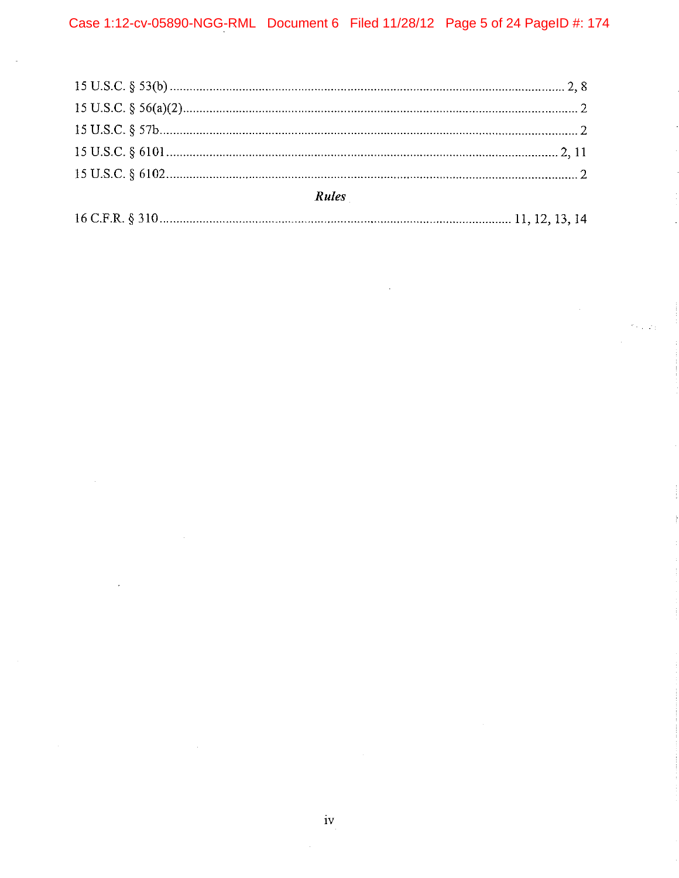15 U.S.C. § 53(b) .......................................................................................................... 2, 8

15 U.S.C. § 56(a)(2)........................................................................................................... 2

15 U.S.C. § 57b................................................................................................................. 2

15 U.S.C. § 6101 ........................................................................................................ 2, 11

15 U.S.C. § 6102............................................................................................................... 2

### *Rules*

16 C.F.R. § 310 ...................................................................................... 11, 12, 13, 14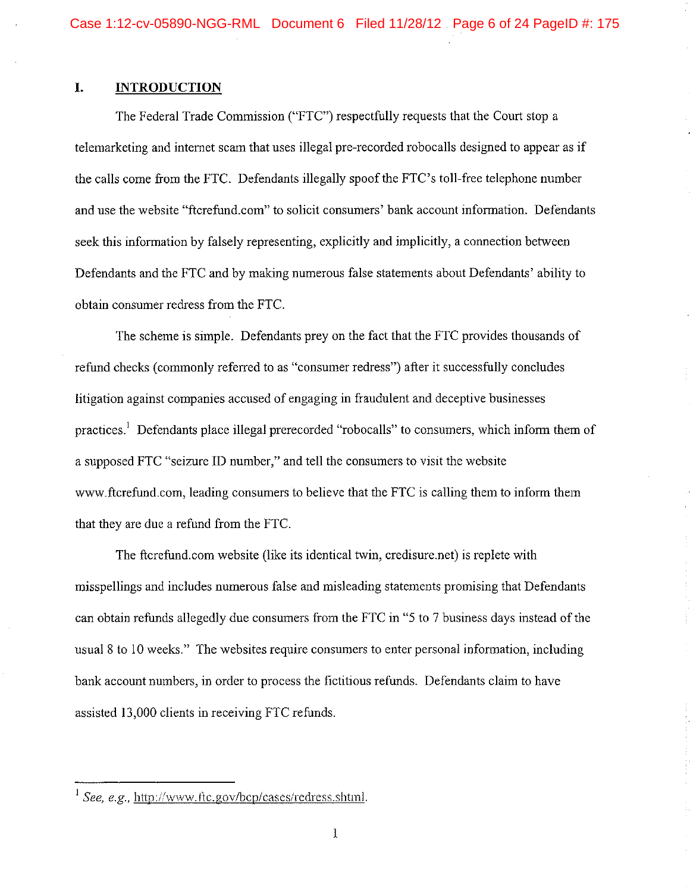# I. INTRODUCTION

The Federal Trade Commission ("FTC") respectfully requests that the Court stop a telemarketing and internet scam that uses illegal pre-recorded robocalls designed to appear as if the calls come from the FTC. Defendants illegally spoof the FTC's toll-free telephone number and use the website "ftcrefund.com" to solicit consumers' bank account information. Defendants seek this information by falsely representing, explicitly and implicitly, a connection between Defendants and the FTC and by making numerous false statements about Defendants' ability to obtain consumer redress from the FTC.

The scheme is simple. Defendants prey on the fact that the FTC provides thousands of refund checks (commonly referred to as "consumer redress") after it successfully concludes litigation against companies accused of engaging in fraudulent and deceptive businesses practices.[1] Defendants place illegal prerecorded "robocalls" to consumers, which inform them of a supposed FTC "seizure ID number," and tell the consumers to visit the website www.ftcrefund.com, leading consumers to believe that the FTC is calling them to inform them that they are due a refund from the FTC.

The ftcrefund.com website (like its identical twin, credisure.net) is replete with misspellings and includes numerous false and misleading statements promising that Defendants can obtain refunds allegedly due consumers from the FTC in "5 to 7 business days instead of the usual 8 to 10 weeks." The websites require consumers to enter personal information, including bank account numbers, in order to process the fictitious refunds. Defendants claim to have assisted 13,000 clients in receiving FTC refunds.

---

[1] *See, e.g.*, http://www.ftc.gov/bcp/cases/redress.shtml.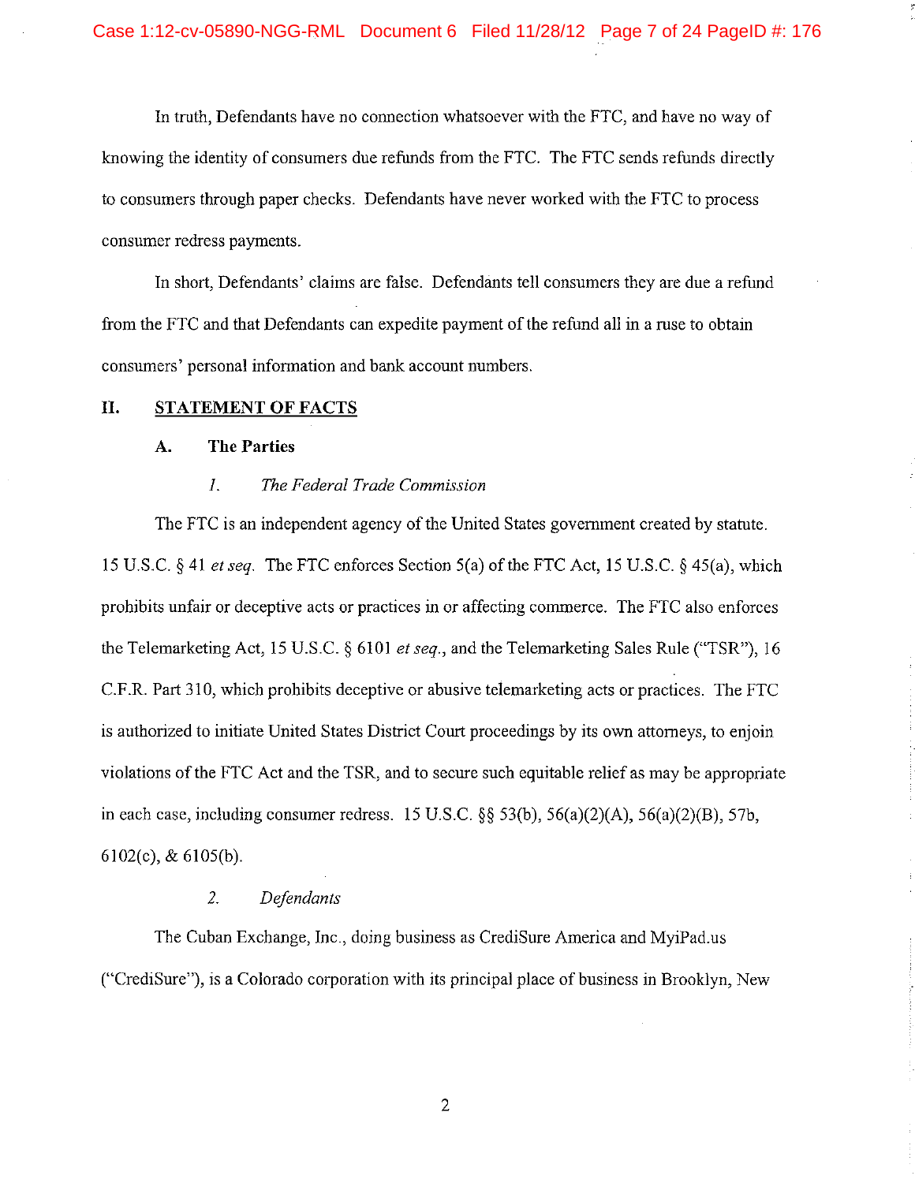In truth, Defendants have no connection whatsoever with the FTC, and have no way of knowing the identity of consumers due refunds from the FTC. The FTC sends refunds directly to consumers through paper checks. Defendants have never worked with the FTC to process consumer redress payments.

In short, Defendants' claims are false. Defendants tell consumers they are due a refund from the FTC and that Defendants can expedite payment of the refund all in a ruse to obtain consumers' personal information and bank account numbers.

## II. STATEMENT OF FACTS

### A. The Parties

#### *1. The Federal Trade Commission*

The FTC is an independent agency of the United States government created by statute. 15 U.S.C. § 41 *et seq.* The FTC enforces Section 5(a) of the FTC Act, 15 U.S.C. § 45(a), which prohibits unfair or deceptive acts or practices in or affecting commerce. The FTC also enforces the Telemarketing Act, 15 U.S.C. § 6101 *et seq.*, and the Telemarketing Sales Rule ("TSR"), 16 C.F.R. Part 310, which prohibits deceptive or abusive telemarketing acts or practices. The FTC is authorized to initiate United States District Court proceedings by its own attorneys, to enjoin violations of the FTC Act and the TSR, and to secure such equitable relief as may be appropriate in each case, including consumer redress. 15 U.S.C. §§ 53(b), 56(a)(2)(A), 56(a)(2)(B), 57b, 6102(c), & 6105(b).

#### *2. Defendants*

The Cuban Exchange, Inc., doing business as CrediSure America and MyiPad.us ("CrediSure"), is a Colorado corporation with its principal place of business in Brooklyn, New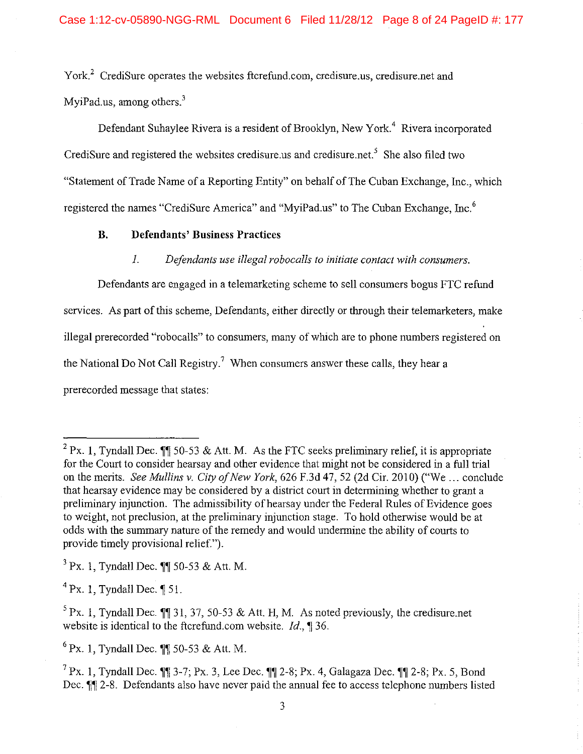York.[2] CrediSure operates the websites ftcrefund.com, credisure.us, credisure.net and MyiPad.us, among others.[3]

Defendant Suhaylee Rivera is a resident of Brooklyn, New York.[4] Rivera incorporated CrediSure and registered the websites credisure.us and credisure.net.[5] She also filed two "Statement of Trade Name of a Reporting Entity" on behalf of The Cuban Exchange, Inc., which registered the names "CrediSure America" and "MyiPad.us" to The Cuban Exchange, Inc.[6]

### B. Defendants' Business Practices

#### *1. Defendants use illegal robocalls to initiate contact with consumers.*

Defendants are engaged in a telemarketing scheme to sell consumers bogus FTC refund services. As part of this scheme, Defendants, either directly or through their telemarketers, make illegal prerecorded "robocalls" to consumers, many of which are to phone numbers registered on the National Do Not Call Registry.[7] When consumers answer these calls, they hear a prerecorded message that states:

---

[2] Px. 1, Tyndall Dec. ¶¶ 50-53 & Att. M. As the FTC seeks preliminary relief, it is appropriate for the Court to consider hearsay and other evidence that might not be considered in a full trial on the merits. *See Mullins v. City of New York*, 626 F.3d 47, 52 (2d Cir. 2010) ("We ... conclude that hearsay evidence may be considered by a district court in determining whether to grant a preliminary injunction. The admissibility of hearsay under the Federal Rules of Evidence goes to weight, not preclusion, at the preliminary injunction stage. To hold otherwise would be at odds with the summary nature of the remedy and would undermine the ability of courts to provide timely provisional relief.").

[3] Px. 1, Tyndall Dec. ¶¶ 50-53 & Att. M.

[4] Px. 1, Tyndall Dec. ¶ 51.

[5] Px. 1, Tyndall Dec. ¶¶ 31, 37, 50-53 & Att. H, M. As noted previously, the credisure.net website is identical to the ftcrefund.com website. *Id.*, ¶ 36.

[6] Px. 1, Tyndall Dec. ¶¶ 50-53 & Att. M.

[7] Px. 1, Tyndall Dec. ¶¶ 3-7; Px. 3, Lee Dec. ¶¶ 2-8; Px. 4, Galagaza Dec. ¶¶ 2-8; Px. 5, Bond Dec. ¶¶ 2-8. Defendants also have never paid the annual fee to access telephone numbers listed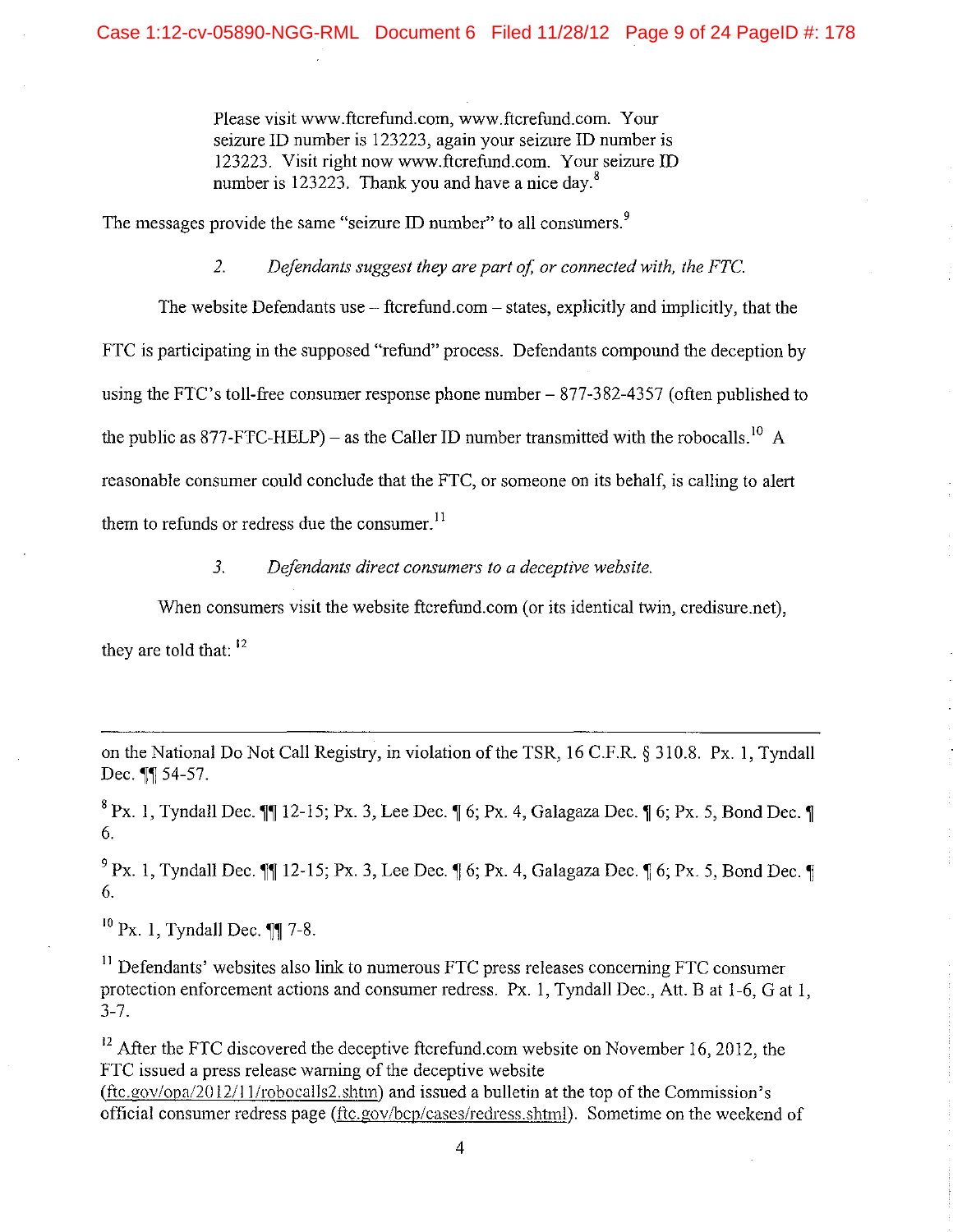> Please visit www.ftcrefund.com, www.ftcrefund.com. Your seizure ID number is 123223, again your seizure ID number is 123223. Visit right now www.ftcrefund.com. Your seizure ID number is 123223. Thank you and have a nice day.[8]

The messages provide the same "seizure ID number" to all consumers.[9]

### 2. *Defendants suggest they are part of, or connected with, the FTC.*

The website Defendants use – ftcrefund.com – states, explicitly and implicitly, that the FTC is participating in the supposed "refund" process. Defendants compound the deception by using the FTC's toll-free consumer response phone number – 877-382-4357 (often published to the public as 877-FTC-HELP) – as the Caller ID number transmitted with the robocalls.[10] A reasonable consumer could conclude that the FTC, or someone on its behalf, is calling to alert them to refunds or redress due the consumer.[11]

### 3. *Defendants direct consumers to a deceptive website.*

When consumers visit the website ftcrefund.com (or its identical twin, credisure.net), they are told that: [12]

---

on the National Do Not Call Registry, in violation of the TSR, 16 C.F.R. § 310.8. Px. 1, Tyndall Dec. ¶¶ 54-57.

[8] Px. 1, Tyndall Dec. ¶¶ 12-15; Px. 3, Lee Dec. ¶ 6; Px. 4, Galagaza Dec. ¶ 6; Px. 5, Bond Dec. ¶ 6.

[9] Px. 1, Tyndall Dec. ¶¶ 12-15; Px. 3, Lee Dec. ¶ 6; Px. 4, Galagaza Dec. ¶ 6; Px. 5, Bond Dec. ¶ 6.

[10] Px. 1, Tyndall Dec. ¶¶ 7-8.

[11] Defendants' websites also link to numerous FTC press releases concerning FTC consumer protection enforcement actions and consumer redress. Px. 1, Tyndall Dec., Att. B at 1-6, G at 1, 3-7.

[12] After the FTC discovered the deceptive ftcrefund.com website on November 16, 2012, the FTC issued a press release warning of the deceptive website (ftc.gov/opa/2012/11/robocalls2.shtm) and issued a bulletin at the top of the Commission's official consumer redress page (ftc.gov/bcp/cases/redress.shtml). Sometime on the weekend of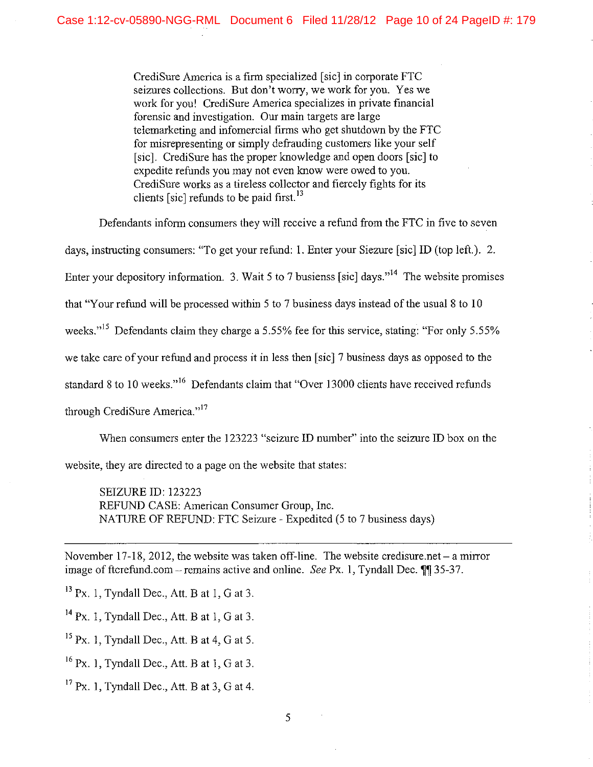> CrediSure America is a firm specialized [sic] in corporate FTC seizures collections. But don't worry, we work for you. Yes we work for you! CrediSure America specializes in private financial forensic and investigation. Our main targets are large telemarketing and infomercial firms who get shutdown by the FTC for misrepresenting or simply defrauding customers like your self [sic]. CrediSure has the proper knowledge and open doors [sic] to expedite refunds you may not even know were owed to you. CrediSure works as a tireless collector and fiercely fights for its clients [sic] refunds to be paid first.[13]

Defendants inform consumers they will receive a refund from the FTC in five to seven days, instructing consumers: "To get your refund: 1. Enter your Siezure [sic] ID (top left.). 2. Enter your depository information. 3. Wait 5 to 7 busienss [sic] days."[14] The website promises that "Your refund will be processed within 5 to 7 business days instead of the usual 8 to 10 weeks."[15] Defendants claim they charge a 5.55% fee for this service, stating: "For only 5.55% we take care of your refund and process it in less then [sic] 7 business days as opposed to the standard 8 to 10 weeks."[16] Defendants claim that "Over 13000 clients have received refunds through CrediSure America."[17]

When consumers enter the 123223 "seizure ID number" into the seizure ID box on the website, they are directed to a page on the website that states:

> SEIZURE ID: 123223
> REFUND CASE: American Consumer Group, Inc.
> NATURE OF REFUND: FTC Seizure - Expedited (5 to 7 business days)

---

November 17-18, 2012, the website was taken off-line. The website credisure.net – a mirror image of ftcrefund.com – remains active and online. *See* Px. 1, Tyndall Dec. ¶¶ 35-37.

[13] Px. 1, Tyndall Dec., Att. B at 1, G at 3.

[14] Px. 1, Tyndall Dec., Att. B at 1, G at 3.

[15] Px. 1, Tyndall Dec., Att. B at 4, G at 5.

[16] Px. 1, Tyndall Dec., Att. B at 1, G at 3.

[17] Px. 1, Tyndall Dec., Att. B at 3, G at 4.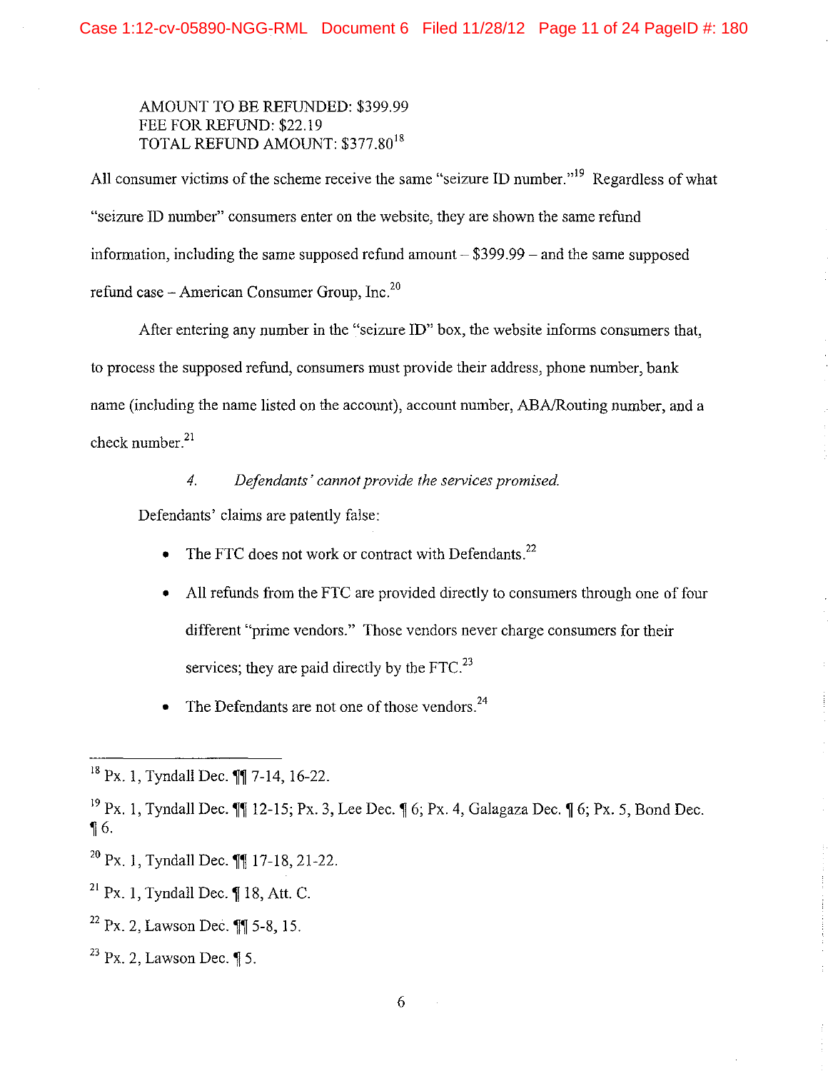AMOUNT TO BE REFUNDED: $399.99
FEE FOR REFUND: $22.19
TOTAL REFUND AMOUNT: $377.80[18]

All consumer victims of the scheme receive the same "seizure ID number."[19] Regardless of what "seizure ID number" consumers enter on the website, they are shown the same refund information, including the same supposed refund amount – $399.99 – and the same supposed refund case – American Consumer Group, Inc.[20]

After entering any number in the "seizure ID" box, the website informs consumers that, to process the supposed refund, consumers must provide their address, phone number, bank name (including the name listed on the account), account number, ABA/Routing number, and a check number.[21]

#### 4. *Defendants' cannot provide the services promised.*

Defendants' claims are patently false:

- The FTC does not work or contract with Defendants.[22]
- All refunds from the FTC are provided directly to consumers through one of four different "prime vendors." Those vendors never charge consumers for their services; they are paid directly by the FTC.[23]
- The Defendants are not one of those vendors.[24]

---

[18] Px. 1, Tyndall Dec. ¶¶ 7-14, 16-22.

[19] Px. 1, Tyndall Dec. ¶¶ 12-15; Px. 3, Lee Dec. ¶ 6; Px. 4, Galagaza Dec. ¶ 6; Px. 5, Bond Dec. ¶ 6.

[20] Px. 1, Tyndall Dec. ¶¶ 17-18, 21-22.

[21] Px. 1, Tyndall Dec. ¶ 18, Att. C.

[22] Px. 2, Lawson Dec. ¶¶ 5-8, 15.

[23] Px. 2, Lawson Dec. ¶ 5.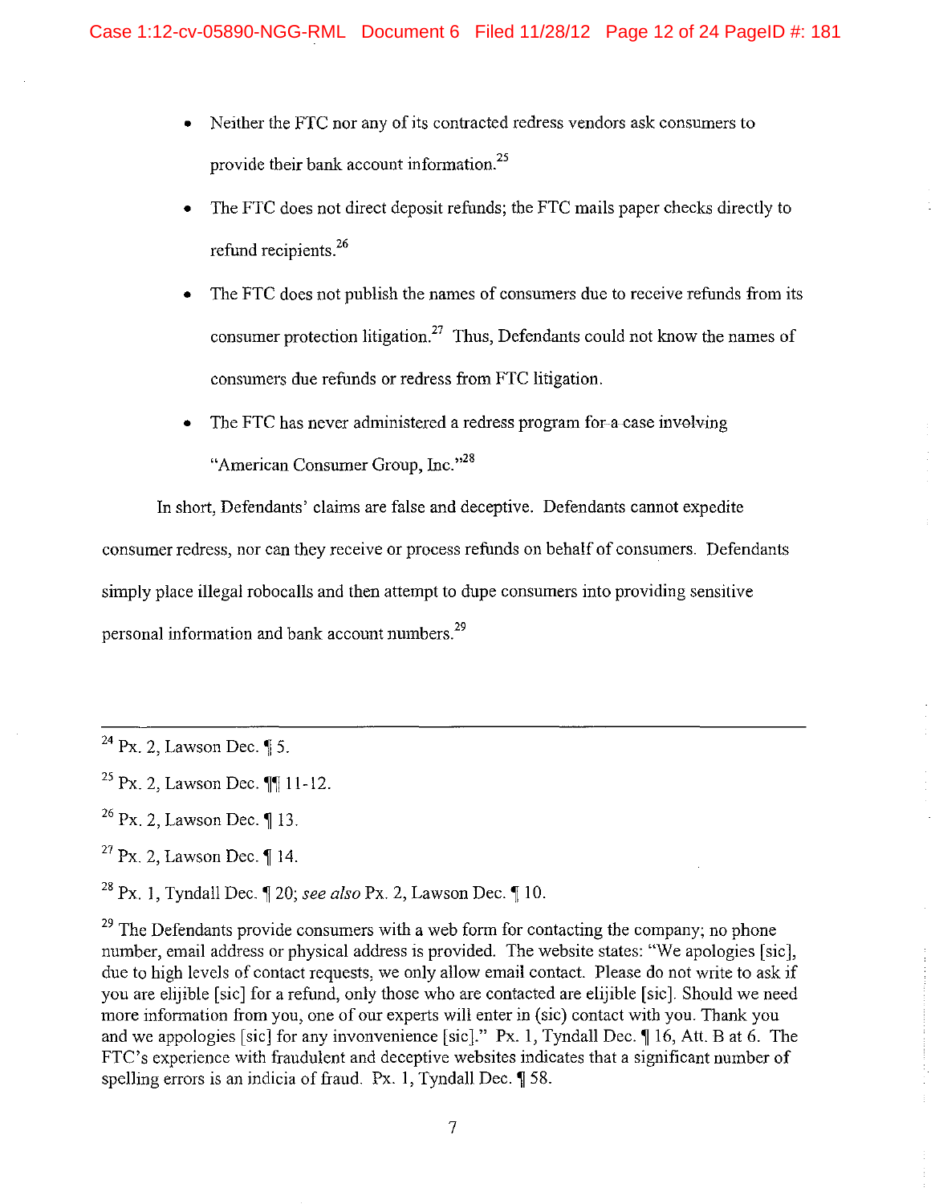- Neither the FTC nor any of its contracted redress vendors ask consumers to provide their bank account information.[25]
- The FTC does not direct deposit refunds; the FTC mails paper checks directly to refund recipients.[26]
- The FTC does not publish the names of consumers due to receive refunds from its consumer protection litigation.[27] Thus, Defendants could not know the names of consumers due refunds or redress from FTC litigation.
- The FTC has never administered a redress program for a case involving "American Consumer Group, Inc."[28]

In short, Defendants' claims are false and deceptive. Defendants cannot expedite consumer redress, nor can they receive or process refunds on behalf of consumers. Defendants simply place illegal robocalls and then attempt to dupe consumers into providing sensitive personal information and bank account numbers.[29]

---

[24] Px. 2, Lawson Dec. ¶ 5.

[25] Px. 2, Lawson Dec. ¶¶ 11-12.

[26] Px. 2, Lawson Dec. ¶ 13.

[27] Px. 2, Lawson Dec. ¶ 14.

[28] Px. 1, Tyndall Dec. ¶ 20; *see also* Px. 2, Lawson Dec. ¶ 10.

[29] The Defendants provide consumers with a web form for contacting the company; no phone number, email address or physical address is provided. The website states: "We apologies [sic], due to high levels of contact requests, we only allow email contact. Please do not write to ask if you are elijible [sic] for a refund, only those who are contacted are elijible [sic]. Should we need more information from you, one of our experts will enter in (sic) contact with you. Thank you and we appologies [sic] for any invonvenience [sic]." Px. 1, Tyndall Dec. ¶ 16, Att. B at 6. The FTC's experience with fraudulent and deceptive websites indicates that a significant number of spelling errors is an indicia of fraud. Px. 1, Tyndall Dec. ¶ 58.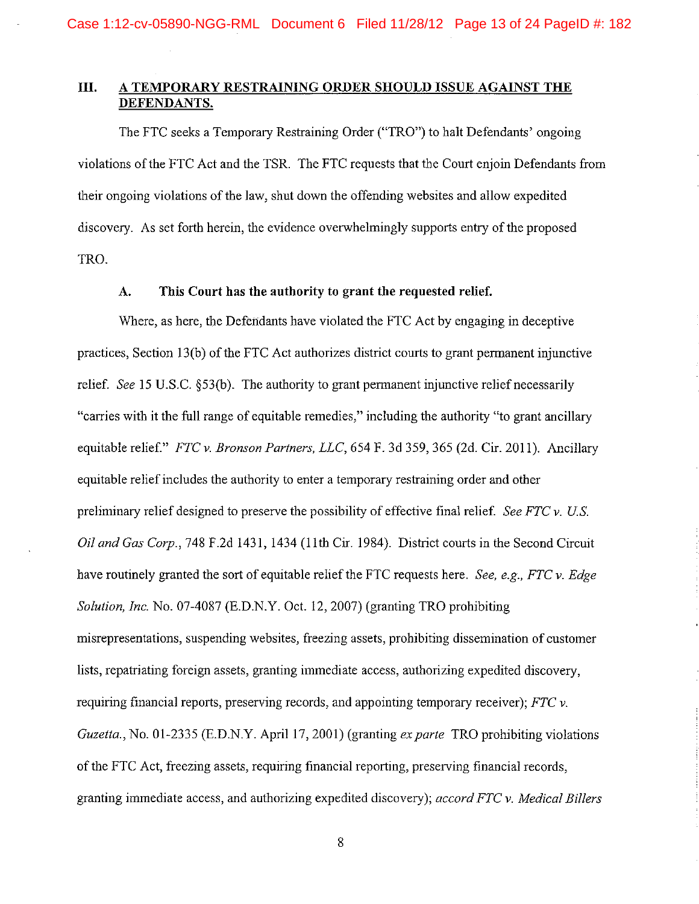## III. A TEMPORARY RESTRAINING ORDER SHOULD ISSUE AGAINST THE DEFENDANTS.

The FTC seeks a Temporary Restraining Order ("TRO") to halt Defendants' ongoing violations of the FTC Act and the TSR. The FTC requests that the Court enjoin Defendants from their ongoing violations of the law, shut down the offending websites and allow expedited discovery. As set forth herein, the evidence overwhelmingly supports entry of the proposed TRO.

### A. This Court has the authority to grant the requested relief.

Where, as here, the Defendants have violated the FTC Act by engaging in deceptive practices, Section 13(b) of the FTC Act authorizes district courts to grant permanent injunctive relief. *See* 15 U.S.C. §53(b). The authority to grant permanent injunctive relief necessarily "carries with it the full range of equitable remedies," including the authority "to grant ancillary equitable relief." *FTC v. Bronson Partners, LLC*, 654 F. 3d 359, 365 (2d. Cir. 2011). Ancillary equitable relief includes the authority to enter a temporary restraining order and other preliminary relief designed to preserve the possibility of effective final relief. *See FTC v. U.S. Oil and Gas Corp.*, 748 F.2d 1431, 1434 (11th Cir. 1984). District courts in the Second Circuit have routinely granted the sort of equitable relief the FTC requests here. *See, e.g., FTC v. Edge Solution, Inc.* No. 07-4087 (E.D.N.Y. Oct. 12, 2007) (granting TRO prohibiting misrepresentations, suspending websites, freezing assets, prohibiting dissemination of customer lists, repatriating foreign assets, granting immediate access, authorizing expedited discovery, requiring financial reports, preserving records, and appointing temporary receiver); *FTC v. Guzetta.*, No. 01-2335 (E.D.N.Y. April 17, 2001) (granting *ex parte* TRO prohibiting violations of the FTC Act, freezing assets, requiring financial reporting, preserving financial records, granting immediate access, and authorizing expedited discovery); *accord FTC v. Medical Billers*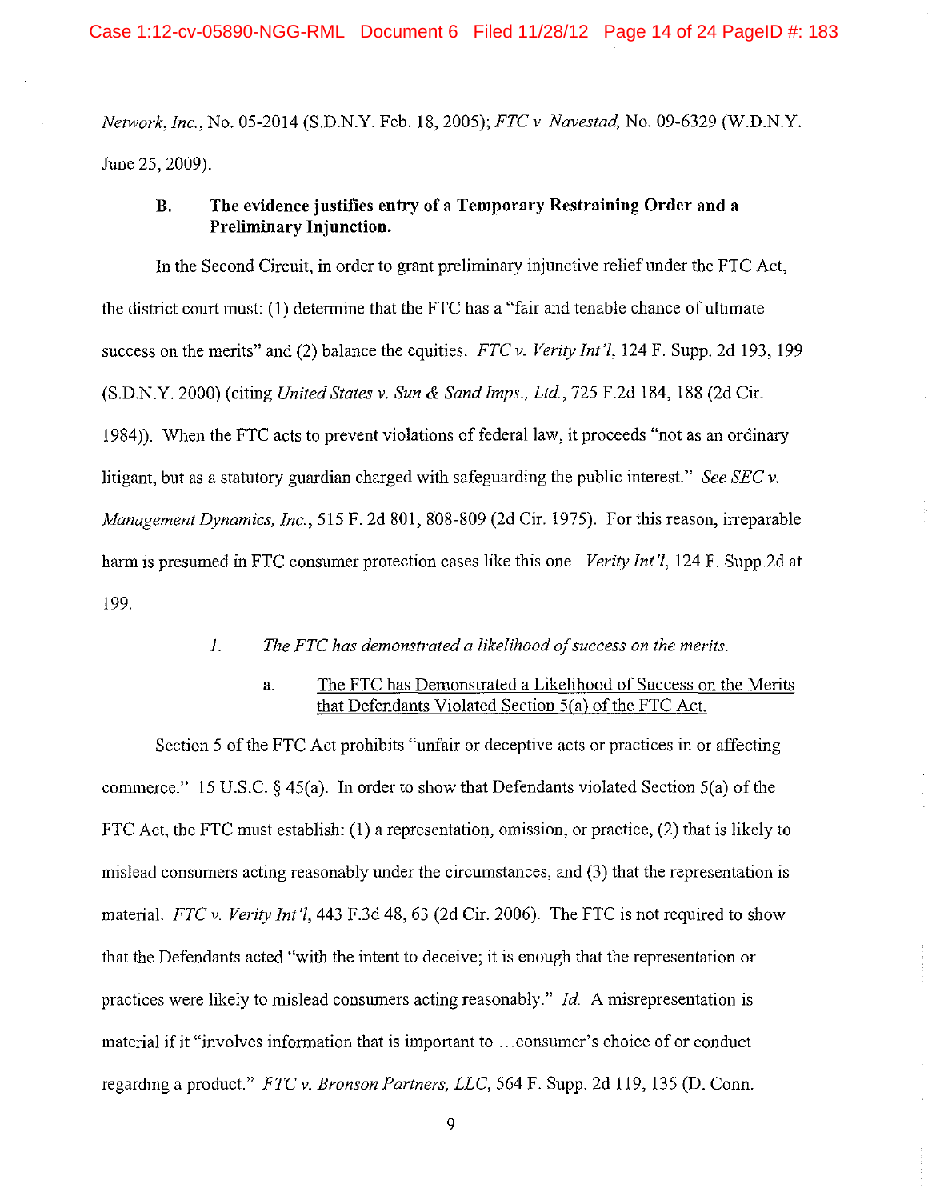*Network, Inc.*, No. 05-2014 (S.D.N.Y. Feb. 18, 2005); *FTC v. Navestad,* No. 09-6329 (W.D.N.Y. June 25, 2009).

### B. The evidence justifies entry of a Temporary Restraining Order and a Preliminary Injunction.

In the Second Circuit, in order to grant preliminary injunctive relief under the FTC Act, the district court must: (1) determine that the FTC has a "fair and tenable chance of ultimate success on the merits" and (2) balance the equities. *FTC v. Verity Int'l*, 124 F. Supp. 2d 193, 199 (S.D.N.Y. 2000) (citing *United States v. Sun & Sand Imps., Ltd.*, 725 F.2d 184, 188 (2d Cir. 1984)). When the FTC acts to prevent violations of federal law, it proceeds "not as an ordinary litigant, but as a statutory guardian charged with safeguarding the public interest." *See SEC v. Management Dynamics, Inc.*, 515 F. 2d 801, 808-809 (2d Cir. 1975). For this reason, irreparable harm is presumed in FTC consumer protection cases like this one. *Verity Int'l*, 124 F. Supp.2d at 199.

#### *1. The FTC has demonstrated a likelihood of success on the merits.*

##### a. <u>The FTC has Demonstrated a Likelihood of Success on the Merits that Defendants Violated Section 5(a) of the FTC Act.</u>

Section 5 of the FTC Act prohibits "unfair or deceptive acts or practices in or affecting commerce." 15 U.S.C. § 45(a). In order to show that Defendants violated Section 5(a) of the FTC Act, the FTC must establish: (1) a representation, omission, or practice, (2) that is likely to mislead consumers acting reasonably under the circumstances, and (3) that the representation is material. *FTC v. Verity Int'l*, 443 F.3d 48, 63 (2d Cir. 2006). The FTC is not required to show that the Defendants acted "with the intent to deceive; it is enough that the representation or practices were likely to mislead consumers acting reasonably." *Id.* A misrepresentation is material if it "involves information that is important to …consumer's choice of or conduct regarding a product." *FTC v. Bronson Partners, LLC*, 564 F. Supp. 2d 119, 135 (D. Conn.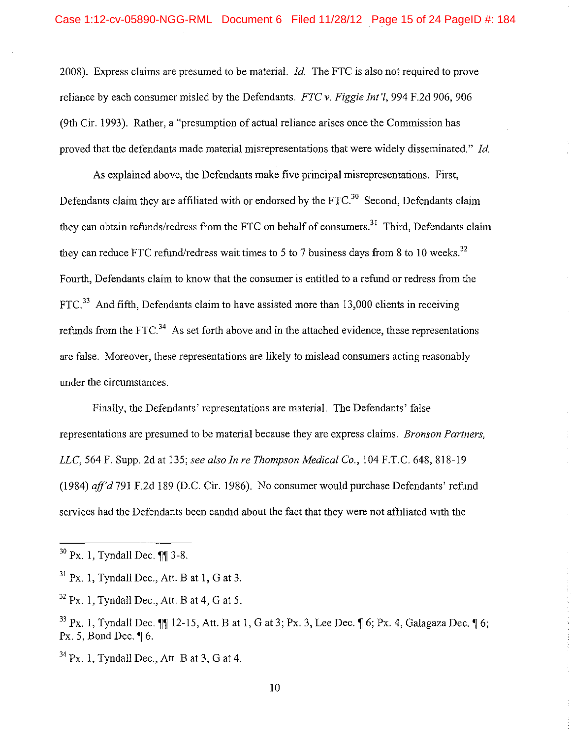2008). Express claims are presumed to be material. *Id.* The FTC is also not required to prove reliance by each consumer misled by the Defendants. *FTC v. Figgie Int'l*, 994 F.2d 906, 906 (9th Cir. 1993). Rather, a "presumption of actual reliance arises once the Commission has proved that the defendants made material misrepresentations that were widely disseminated." *Id.*

As explained above, the Defendants make five principal misrepresentations. First, Defendants claim they are affiliated with or endorsed by the FTC.[30] Second, Defendants claim they can obtain refunds/redress from the FTC on behalf of consumers.[31] Third, Defendants claim they can reduce FTC refund/redress wait times to 5 to 7 business days from 8 to 10 weeks.[32] Fourth, Defendants claim to know that the consumer is entitled to a refund or redress from the FTC.[33] And fifth, Defendants claim to have assisted more than 13,000 clients in receiving refunds from the FTC.[34] As set forth above and in the attached evidence, these representations are false. Moreover, these representations are likely to mislead consumers acting reasonably under the circumstances.

Finally, the Defendants' representations are material. The Defendants' false representations are presumed to be material because they are express claims. *Bronson Partners, LLC*, 564 F. Supp. 2d at 135; *see also In re Thompson Medical Co.*, 104 F.T.C. 648, 818-19 (1984) *aff'd* 791 F.2d 189 (D.C. Cir. 1986). No consumer would purchase Defendants' refund services had the Defendants been candid about the fact that they were not affiliated with the

---

[30] Px. 1, Tyndall Dec. ¶¶ 3-8.

[31] Px. 1, Tyndall Dec., Att. B at 1, G at 3.

[32] Px. 1, Tyndall Dec., Att. B at 4, G at 5.

[33] Px. 1, Tyndall Dec. ¶¶ 12-15, Att. B at 1, G at 3; Px. 3, Lee Dec. ¶ 6; Px. 4, Galagaza Dec. ¶ 6; Px. 5, Bond Dec. ¶ 6.

[34] Px. 1, Tyndall Dec., Att. B at 3, G at 4.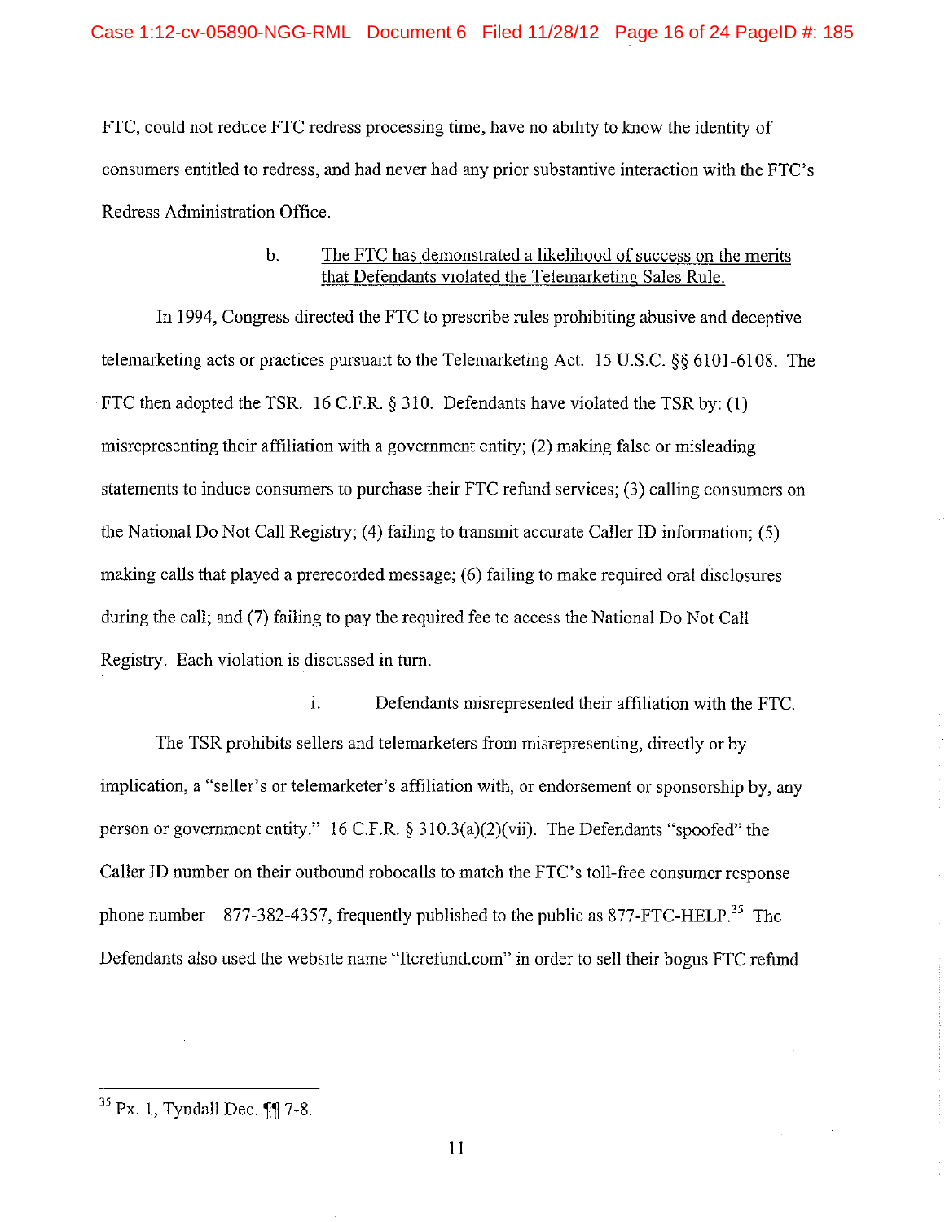FTC, could not reduce FTC redress processing time, have no ability to know the identity of consumers entitled to redress, and had never had any prior substantive interaction with the FTC's Redress Administration Office.

b. <u>The FTC has demonstrated a likelihood of success on the merits that Defendants violated the Telemarketing Sales Rule.</u>

In 1994, Congress directed the FTC to prescribe rules prohibiting abusive and deceptive telemarketing acts or practices pursuant to the Telemarketing Act. 15 U.S.C. §§ 6101-6108. The FTC then adopted the TSR. 16 C.F.R. § 310. Defendants have violated the TSR by: (1) misrepresenting their affiliation with a government entity; (2) making false or misleading statements to induce consumers to purchase their FTC refund services; (3) calling consumers on the National Do Not Call Registry; (4) failing to transmit accurate Caller ID information; (5) making calls that played a prerecorded message; (6) failing to make required oral disclosures during the call; and (7) failing to pay the required fee to access the National Do Not Call Registry. Each violation is discussed in turn.

i. Defendants misrepresented their affiliation with the FTC.

The TSR prohibits sellers and telemarketers from misrepresenting, directly or by implication, a "seller's or telemarketer's affiliation with, or endorsement or sponsorship by, any person or government entity." 16 C.F.R. § 310.3(a)(2)(vii). The Defendants "spoofed" the Caller ID number on their outbound robocalls to match the FTC's toll-free consumer response phone number – 877-382-4357, frequently published to the public as 877-FTC-HELP.[35] The Defendants also used the website name "ftcrefund.com" in order to sell their bogus FTC refund

[35] Px. 1, Tyndall Dec. ¶¶ 7-8.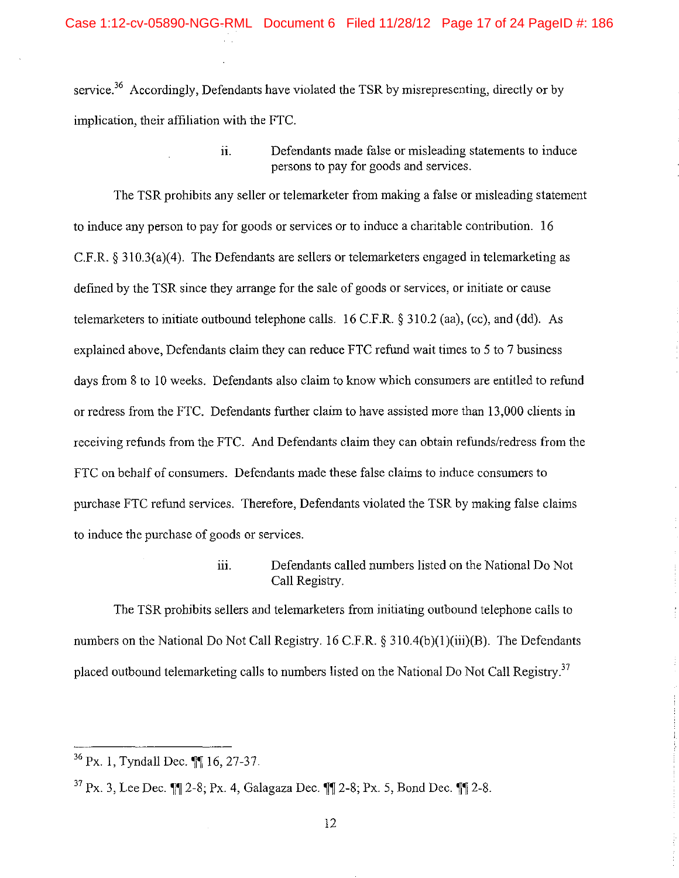service.[36] Accordingly, Defendants have violated the TSR by misrepresenting, directly or by implication, their affiliation with the FTC.

ii. Defendants made false or misleading statements to induce persons to pay for goods and services.

The TSR prohibits any seller or telemarketer from making a false or misleading statement to induce any person to pay for goods or services or to induce a charitable contribution. 16 C.F.R. § 310.3(a)(4). The Defendants are sellers or telemarketers engaged in telemarketing as defined by the TSR since they arrange for the sale of goods or services, or initiate or cause telemarketers to initiate outbound telephone calls. 16 C.F.R. § 310.2 (aa), (cc), and (dd). As explained above, Defendants claim they can reduce FTC refund wait times to 5 to 7 business days from 8 to 10 weeks. Defendants also claim to know which consumers are entitled to refund or redress from the FTC. Defendants further claim to have assisted more than 13,000 clients in receiving refunds from the FTC. And Defendants claim they can obtain refunds/redress from the FTC on behalf of consumers. Defendants made these false claims to induce consumers to purchase FTC refund services. Therefore, Defendants violated the TSR by making false claims to induce the purchase of goods or services.

iii. Defendants called numbers listed on the National Do Not Call Registry.

The TSR prohibits sellers and telemarketers from initiating outbound telephone calls to numbers on the National Do Not Call Registry. 16 C.F.R. § 310.4(b)(1)(iii)(B). The Defendants placed outbound telemarketing calls to numbers listed on the National Do Not Call Registry.[37]

---

[36] Px. 1, Tyndall Dec. ¶¶ 16, 27-37.

[37] Px. 3, Lee Dec. ¶¶ 2-8; Px. 4, Galagaza Dec. ¶¶ 2-8; Px. 5, Bond Dec. ¶¶ 2-8.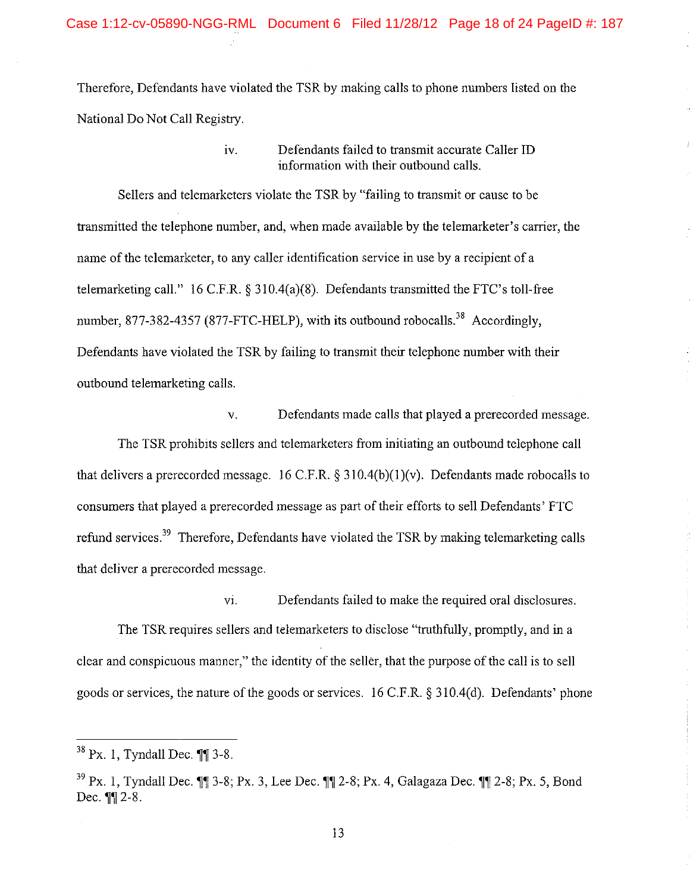Therefore, Defendants have violated the TSR by making calls to phone numbers listed on the National Do Not Call Registry.

#### iv. Defendants failed to transmit accurate Caller ID information with their outbound calls.

Sellers and telemarketers violate the TSR by "failing to transmit or cause to be transmitted the telephone number, and, when made available by the telemarketer's carrier, the name of the telemarketer, to any caller identification service in use by a recipient of a telemarketing call." 16 C.F.R. § 310.4(a)(8). Defendants transmitted the FTC's toll-free number, 877-382-4357 (877-FTC-HELP), with its outbound robocalls.[38] Accordingly, Defendants have violated the TSR by failing to transmit their telephone number with their outbound telemarketing calls.

#### v. Defendants made calls that played a prerecorded message.

The TSR prohibits sellers and telemarketers from initiating an outbound telephone call that delivers a prerecorded message. 16 C.F.R. § 310.4(b)(1)(v). Defendants made robocalls to consumers that played a prerecorded message as part of their efforts to sell Defendants' FTC refund services.[39] Therefore, Defendants have violated the TSR by making telemarketing calls that deliver a prerecorded message.

#### vi. Defendants failed to make the required oral disclosures.

The TSR requires sellers and telemarketers to disclose "truthfully, promptly, and in a clear and conspicuous manner," the identity of the seller, that the purpose of the call is to sell goods or services, the nature of the goods or services. 16 C.F.R. § 310.4(d). Defendants' phone

---

[38] Px. 1, Tyndall Dec. ¶¶ 3-8.

[39] Px. 1, Tyndall Dec. ¶¶ 3-8; Px. 3, Lee Dec. ¶¶ 2-8; Px. 4, Galagaza Dec. ¶¶ 2-8; Px. 5, Bond Dec. ¶¶ 2-8.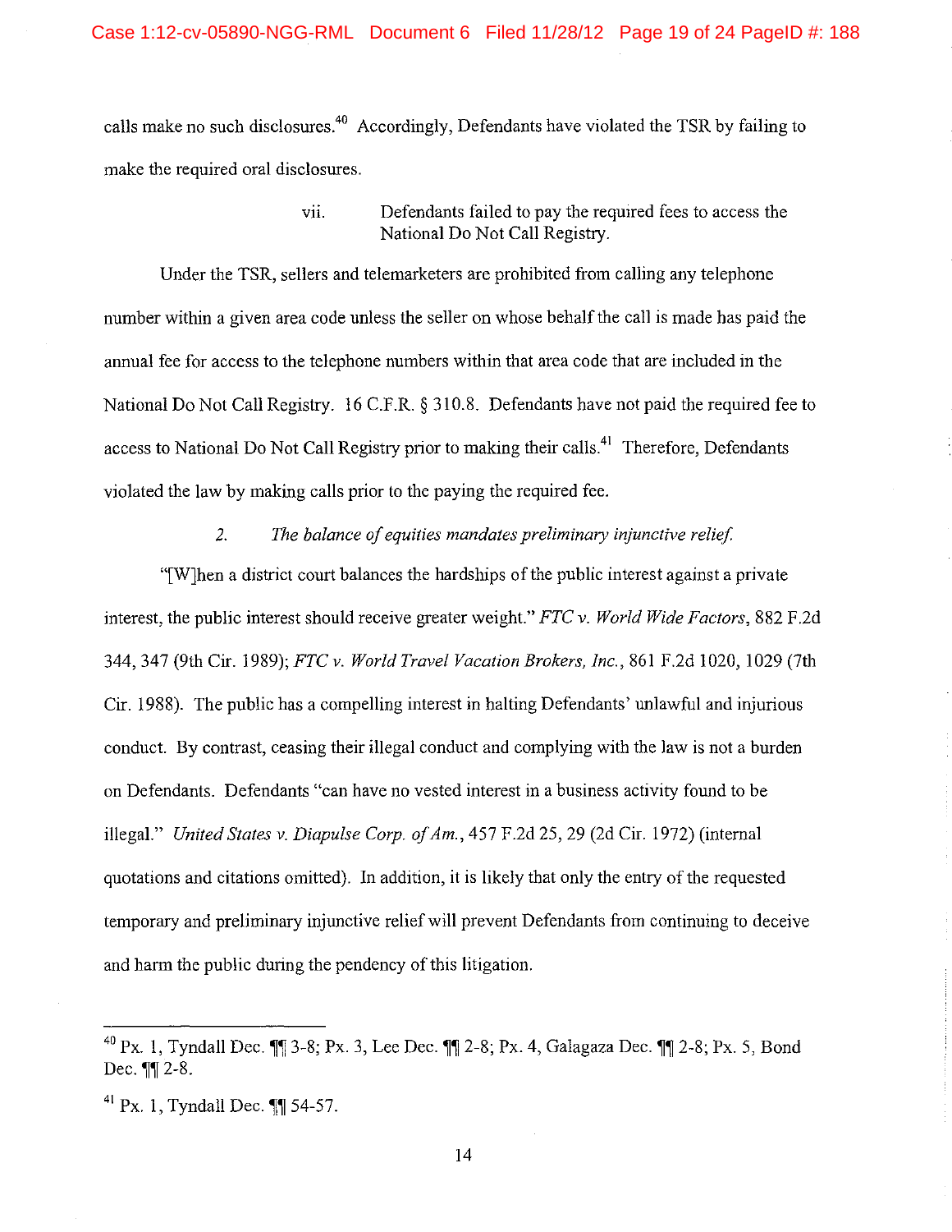calls make no such disclosures.[40] Accordingly, Defendants have violated the TSR by failing to make the required oral disclosures.

vii. Defendants failed to pay the required fees to access the National Do Not Call Registry.

Under the TSR, sellers and telemarketers are prohibited from calling any telephone number within a given area code unless the seller on whose behalf the call is made has paid the annual fee for access to the telephone numbers within that area code that are included in the National Do Not Call Registry. 16 C.F.R. § 310.8. Defendants have not paid the required fee to access to National Do Not Call Registry prior to making their calls.[41] Therefore, Defendants violated the law by making calls prior to the paying the required fee.

2. *The balance of equities mandates preliminary injunctive relief.*

"[W]hen a district court balances the hardships of the public interest against a private interest, the public interest should receive greater weight." *FTC v. World Wide Factors*, 882 F.2d 344, 347 (9th Cir. 1989); *FTC v. World Travel Vacation Brokers, Inc.*, 861 F.2d 1020, 1029 (7th Cir. 1988). The public has a compelling interest in halting Defendants' unlawful and injurious conduct. By contrast, ceasing their illegal conduct and complying with the law is not a burden on Defendants. Defendants "can have no vested interest in a business activity found to be illegal." *United States v. Diapulse Corp. of Am.*, 457 F.2d 25, 29 (2d Cir. 1972) (internal quotations and citations omitted). In addition, it is likely that only the entry of the requested temporary and preliminary injunctive relief will prevent Defendants from continuing to deceive and harm the public during the pendency of this litigation.

---

[40] Px. 1, Tyndall Dec. ¶¶ 3-8; Px. 3, Lee Dec. ¶¶ 2-8; Px. 4, Galagaza Dec. ¶¶ 2-8; Px. 5, Bond Dec. ¶¶ 2-8.

[41] Px. 1, Tyndall Dec. ¶¶ 54-57.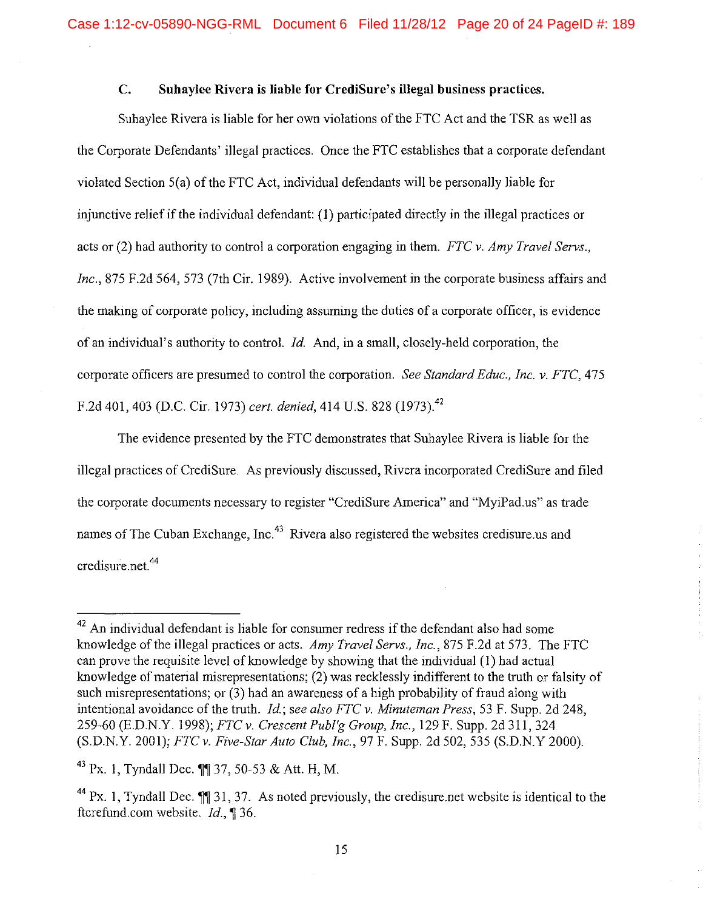### C. Suhaylee Rivera is liable for CrediSure's illegal business practices.

Suhaylee Rivera is liable for her own violations of the FTC Act and the TSR as well as the Corporate Defendants' illegal practices. Once the FTC establishes that a corporate defendant violated Section 5(a) of the FTC Act, individual defendants will be personally liable for injunctive relief if the individual defendant: (1) participated directly in the illegal practices or acts or (2) had authority to control a corporation engaging in them. *FTC v. Amy Travel Servs., Inc.*, 875 F.2d 564, 573 (7th Cir. 1989). Active involvement in the corporate business affairs and the making of corporate policy, including assuming the duties of a corporate officer, is evidence of an individual's authority to control. *Id.* And, in a small, closely-held corporation, the corporate officers are presumed to control the corporation. *See Standard Educ., Inc. v. FTC*, 475 F.2d 401, 403 (D.C. Cir. 1973) *cert. denied*, 414 U.S. 828 (1973).[42]

The evidence presented by the FTC demonstrates that Suhaylee Rivera is liable for the illegal practices of CrediSure. As previously discussed, Rivera incorporated CrediSure and filed the corporate documents necessary to register "CrediSure America" and "MyiPad.us" as trade names of The Cuban Exchange, Inc.[43] Rivera also registered the websites credisure.us and credisure.net.[44]

---

[42] An individual defendant is liable for consumer redress if the defendant also had some knowledge of the illegal practices or acts. *Amy Travel Servs., Inc.*, 875 F.2d at 573. The FTC can prove the requisite level of knowledge by showing that the individual (1) had actual knowledge of material misrepresentations; (2) was recklessly indifferent to the truth or falsity of such misrepresentations; or (3) had an awareness of a high probability of fraud along with intentional avoidance of the truth. *Id.*; *see also FTC v. Minuteman Press*, 53 F. Supp. 2d 248, 259-60 (E.D.N.Y. 1998); *FTC v. Crescent Publ'g Group, Inc.*, 129 F. Supp. 2d 311, 324 (S.D.N.Y. 2001); *FTC v. Five-Star Auto Club, Inc.*, 97 F. Supp. 2d 502, 535 (S.D.N.Y 2000).

[43] Px. 1, Tyndall Dec. ¶¶ 37, 50-53 & Att. H, M.

[44] Px. 1, Tyndall Dec. ¶¶ 31, 37. As noted previously, the credisure.net website is identical to the ftcrefund.com website. *Id.*, ¶ 36.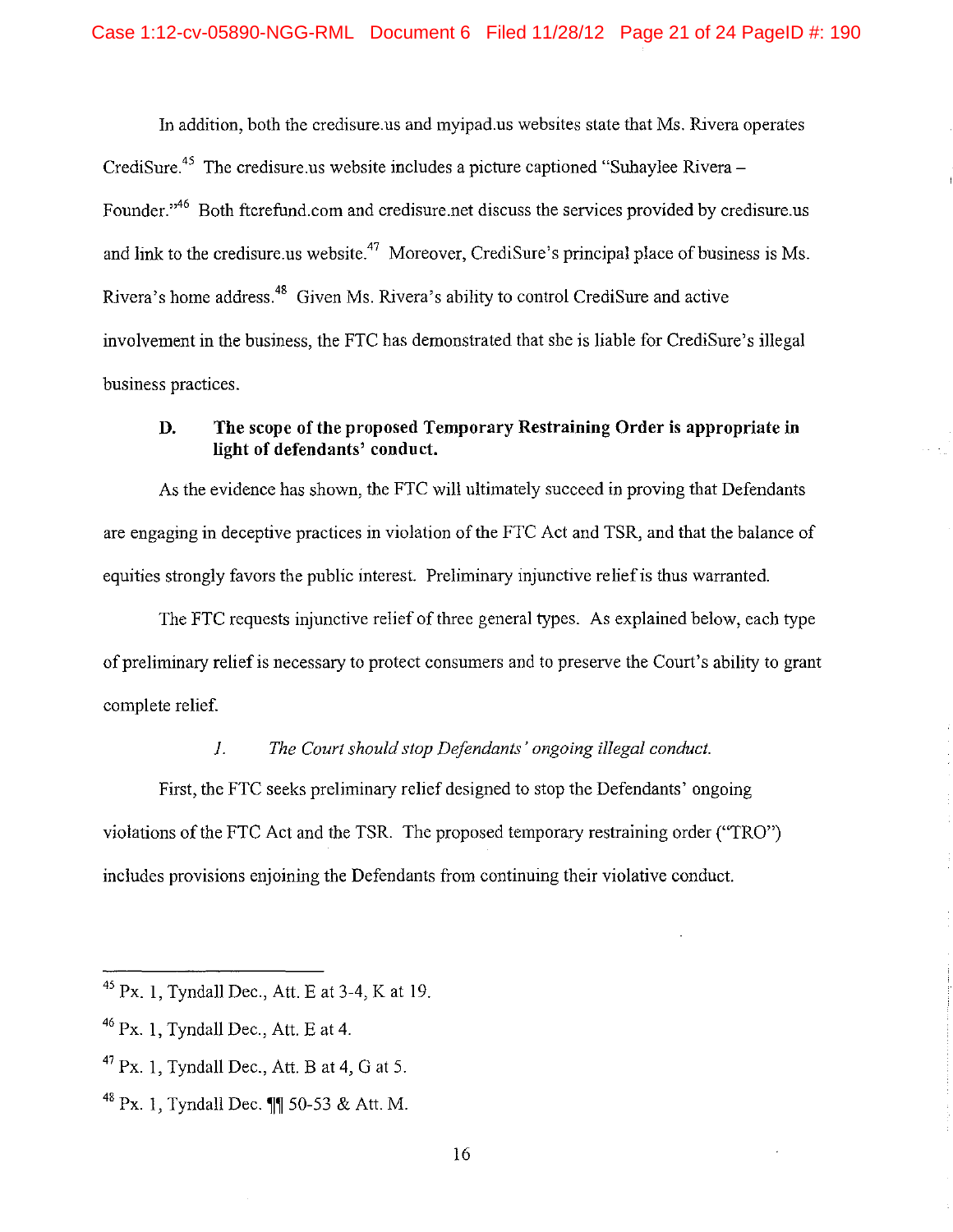In addition, both the credisure.us and myipad.us websites state that Ms. Rivera operates CrediSure.[45] The credisure.us website includes a picture captioned "Suhaylee Rivera – Founder."[46] Both ftcrefund.com and credisure.net discuss the services provided by credisure.us and link to the credisure.us website.[47] Moreover, CrediSure's principal place of business is Ms. Rivera's home address.[48] Given Ms. Rivera's ability to control CrediSure and active involvement in the business, the FTC has demonstrated that she is liable for CrediSure's illegal business practices.

### D. The scope of the proposed Temporary Restraining Order is appropriate in light of defendants' conduct.

As the evidence has shown, the FTC will ultimately succeed in proving that Defendants are engaging in deceptive practices in violation of the FTC Act and TSR, and that the balance of equities strongly favors the public interest. Preliminary injunctive relief is thus warranted.

The FTC requests injunctive relief of three general types. As explained below, each type of preliminary relief is necessary to protect consumers and to preserve the Court's ability to grant complete relief.

#### *1. The Court should stop Defendants' ongoing illegal conduct.*

First, the FTC seeks preliminary relief designed to stop the Defendants' ongoing violations of the FTC Act and the TSR. The proposed temporary restraining order ("TRO") includes provisions enjoining the Defendants from continuing their violative conduct.

---

[45] Px. 1, Tyndall Dec., Att. E at 3-4, K at 19.

[46] Px. 1, Tyndall Dec., Att. E at 4.

[47] Px. 1, Tyndall Dec., Att. B at 4, G at 5.

[48] Px. 1, Tyndall Dec. ¶¶ 50-53 & Att. M.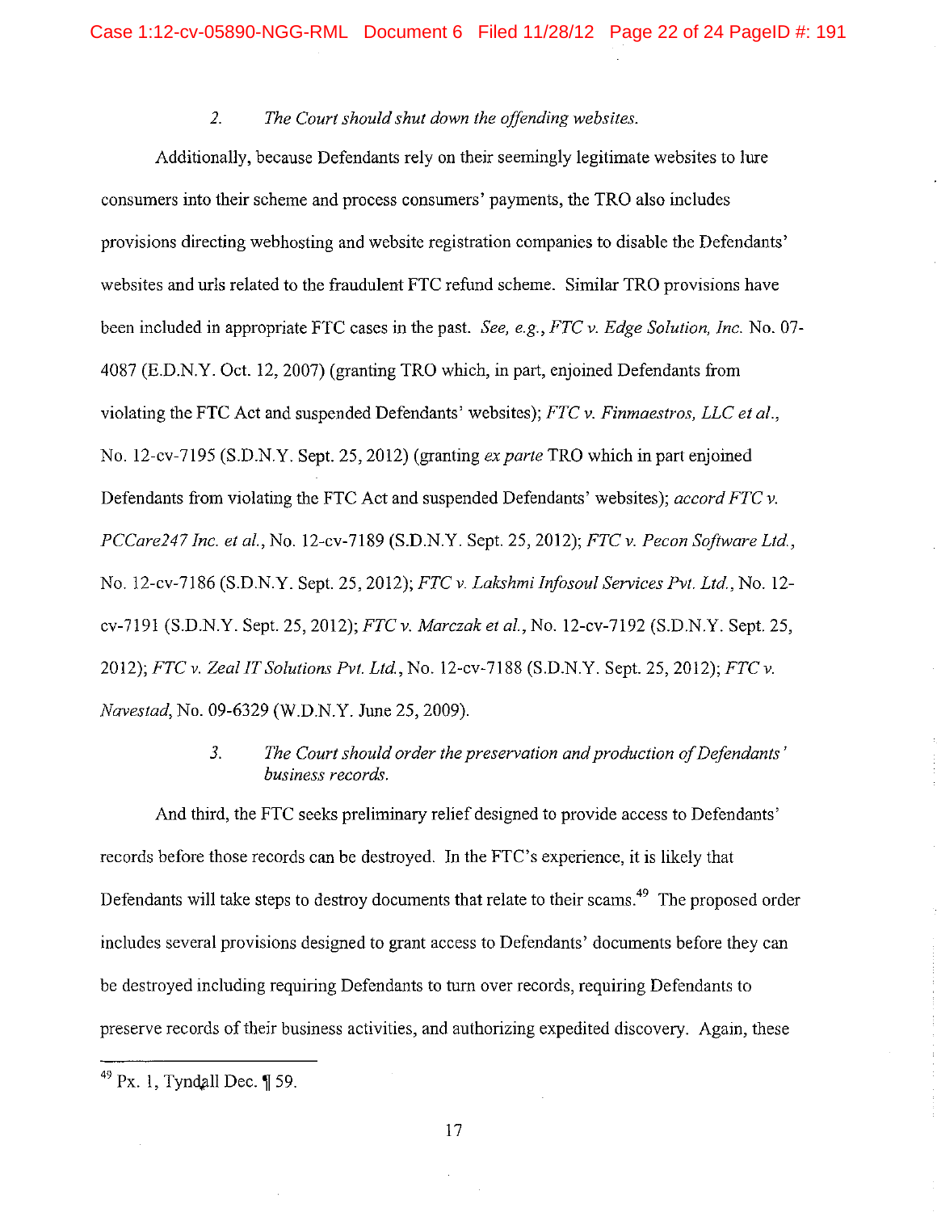*2. The Court should shut down the offending websites.*

Additionally, because Defendants rely on their seemingly legitimate websites to lure consumers into their scheme and process consumers' payments, the TRO also includes provisions directing webhosting and website registration companies to disable the Defendants' websites and urls related to the fraudulent FTC refund scheme. Similar TRO provisions have been included in appropriate FTC cases in the past. *See, e.g., FTC v. Edge Solution, Inc.* No. 07-4087 (E.D.N.Y. Oct. 12, 2007) (granting TRO which, in part, enjoined Defendants from violating the FTC Act and suspended Defendants' websites); *FTC v. Finmaestros, LLC et al.*, No. 12-cv-7195 (S.D.N.Y. Sept. 25, 2012) (granting *ex parte* TRO which in part enjoined Defendants from violating the FTC Act and suspended Defendants' websites); *accord FTC v. PCCare247 Inc. et al.*, No. 12-cv-7189 (S.D.N.Y. Sept. 25, 2012); *FTC v. Pecon Software Ltd.*, No. 12-cv-7186 (S.D.N.Y. Sept. 25, 2012); *FTC v. Lakshmi Infosoul Services Pvt. Ltd.*, No. 12-cv-7191 (S.D.N.Y. Sept. 25, 2012); *FTC v. Marczak et al.*, No. 12-cv-7192 (S.D.N.Y. Sept. 25, 2012); *FTC v. Zeal IT Solutions Pvt. Ltd.*, No. 12-cv-7188 (S.D.N.Y. Sept. 25, 2012); *FTC v. Navestad*, No. 09-6329 (W.D.N.Y. June 25, 2009).

*3. The Court should order the preservation and production of Defendants' business records.*

And third, the FTC seeks preliminary relief designed to provide access to Defendants' records before those records can be destroyed. In the FTC's experience, it is likely that Defendants will take steps to destroy documents that relate to their scams.[49] The proposed order includes several provisions designed to grant access to Defendants' documents before they can be destroyed including requiring Defendants to turn over records, requiring Defendants to preserve records of their business activities, and authorizing expedited discovery. Again, these

[49] Px. 1, Tyndall Dec. ¶ 59.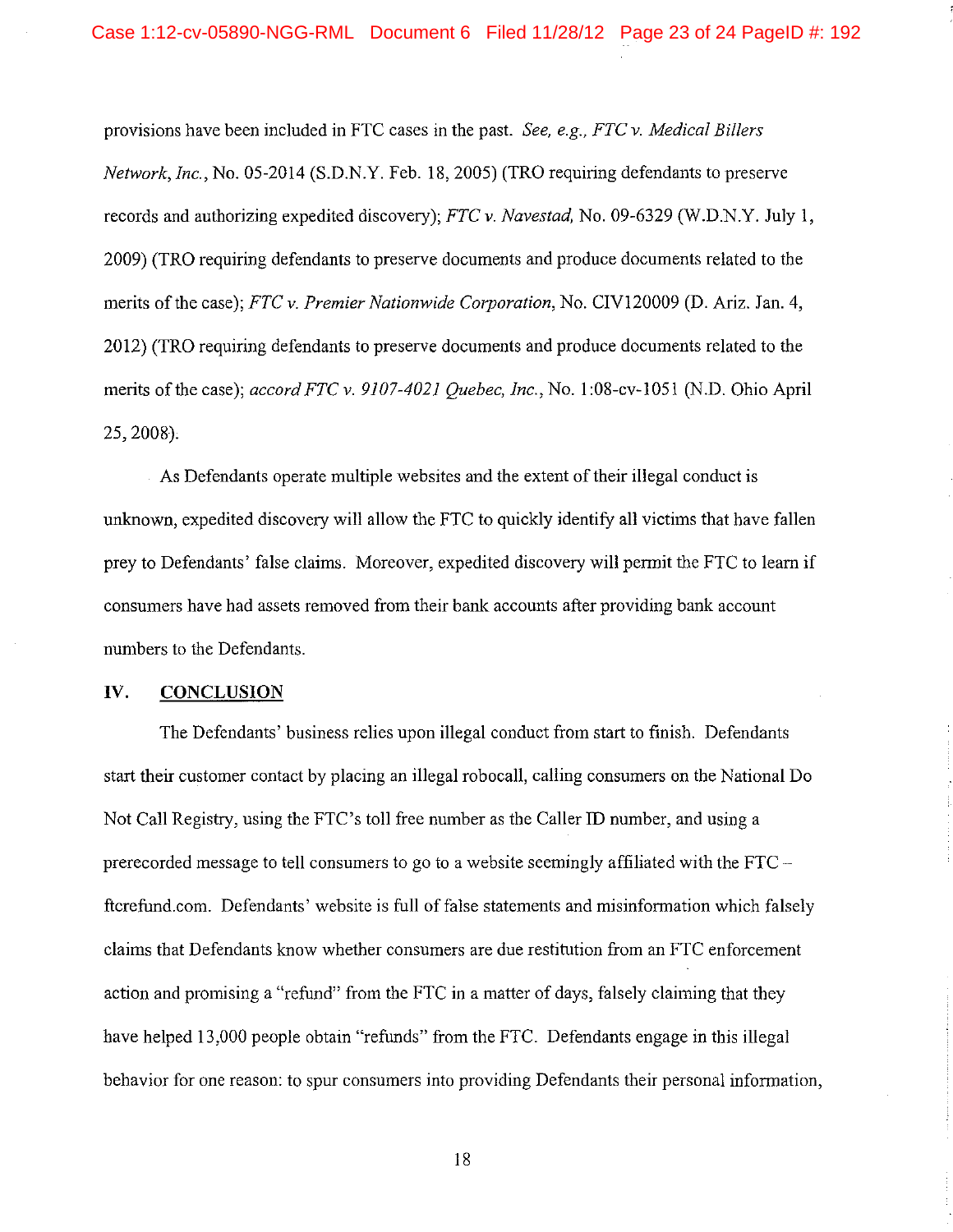provisions have been included in FTC cases in the past. *See, e.g., FTC v. Medical Billers Network, Inc.*, No. 05-2014 (S.D.N.Y. Feb. 18, 2005) (TRO requiring defendants to preserve records and authorizing expedited discovery); *FTC v. Navestad*, No. 09-6329 (W.D.N.Y. July 1, 2009) (TRO requiring defendants to preserve documents and produce documents related to the merits of the case); *FTC v. Premier Nationwide Corporation*, No. CIV120009 (D. Ariz. Jan. 4, 2012) (TRO requiring defendants to preserve documents and produce documents related to the merits of the case); *accord FTC v. 9107-4021 Quebec, Inc.*, No. 1:08-cv-1051 (N.D. Ohio April 25, 2008).

As Defendants operate multiple websites and the extent of their illegal conduct is unknown, expedited discovery will allow the FTC to quickly identify all victims that have fallen prey to Defendants' false claims. Moreover, expedited discovery will permit the FTC to learn if consumers have had assets removed from their bank accounts after providing bank account numbers to the Defendants.

## IV. CONCLUSION

The Defendants' business relies upon illegal conduct from start to finish. Defendants start their customer contact by placing an illegal robocall, calling consumers on the National Do Not Call Registry, using the FTC's toll free number as the Caller ID number, and using a prerecorded message to tell consumers to go to a website seemingly affiliated with the FTC – ftcrefund.com. Defendants' website is full of false statements and misinformation which falsely claims that Defendants know whether consumers are due restitution from an FTC enforcement action and promising a "refund" from the FTC in a matter of days, falsely claiming that they have helped 13,000 people obtain "refunds" from the FTC. Defendants engage in this illegal behavior for one reason: to spur consumers into providing Defendants their personal information,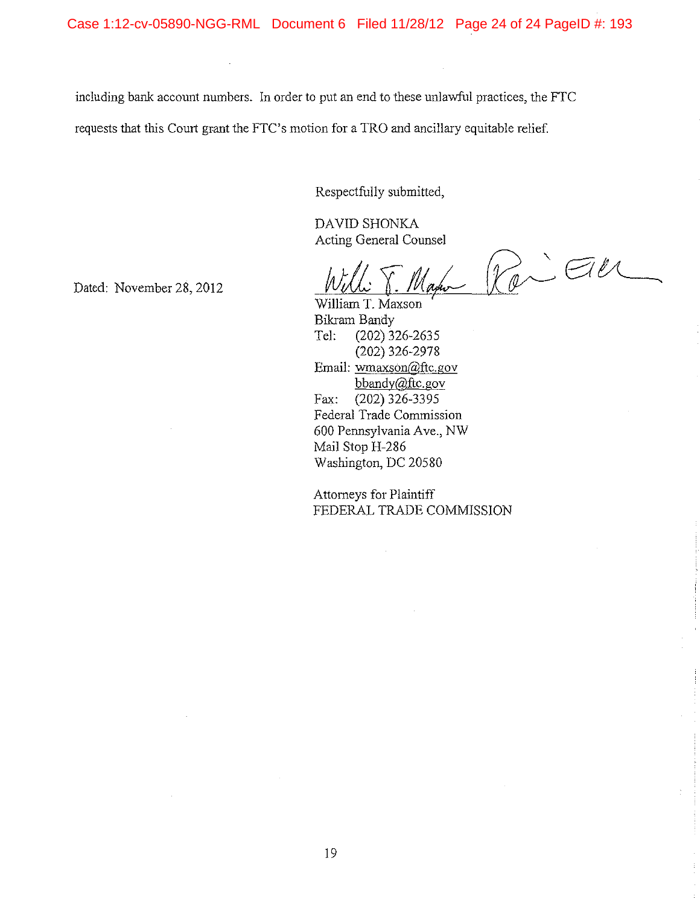including bank account numbers. In order to put an end to these unlawful practices, the FTC requests that this Court grant the FTC's motion for a TRO and ancillary equitable relief.

Respectfully submitted,

DAVID SHONKA
Acting General Counsel

Dated: November 28, 2012

William T. Maxson
Bikram Bandy
Tel: (202) 326-2635
(202) 326-2978
Email: wmaxson@ftc.gov
bbandy@ftc.gov
Fax: (202) 326-3395
Federal Trade Commission
600 Pennsylvania Ave., NW
Mail Stop H-286
Washington, DC 20580

Attorneys for Plaintiff
FEDERAL TRADE COMMISSION